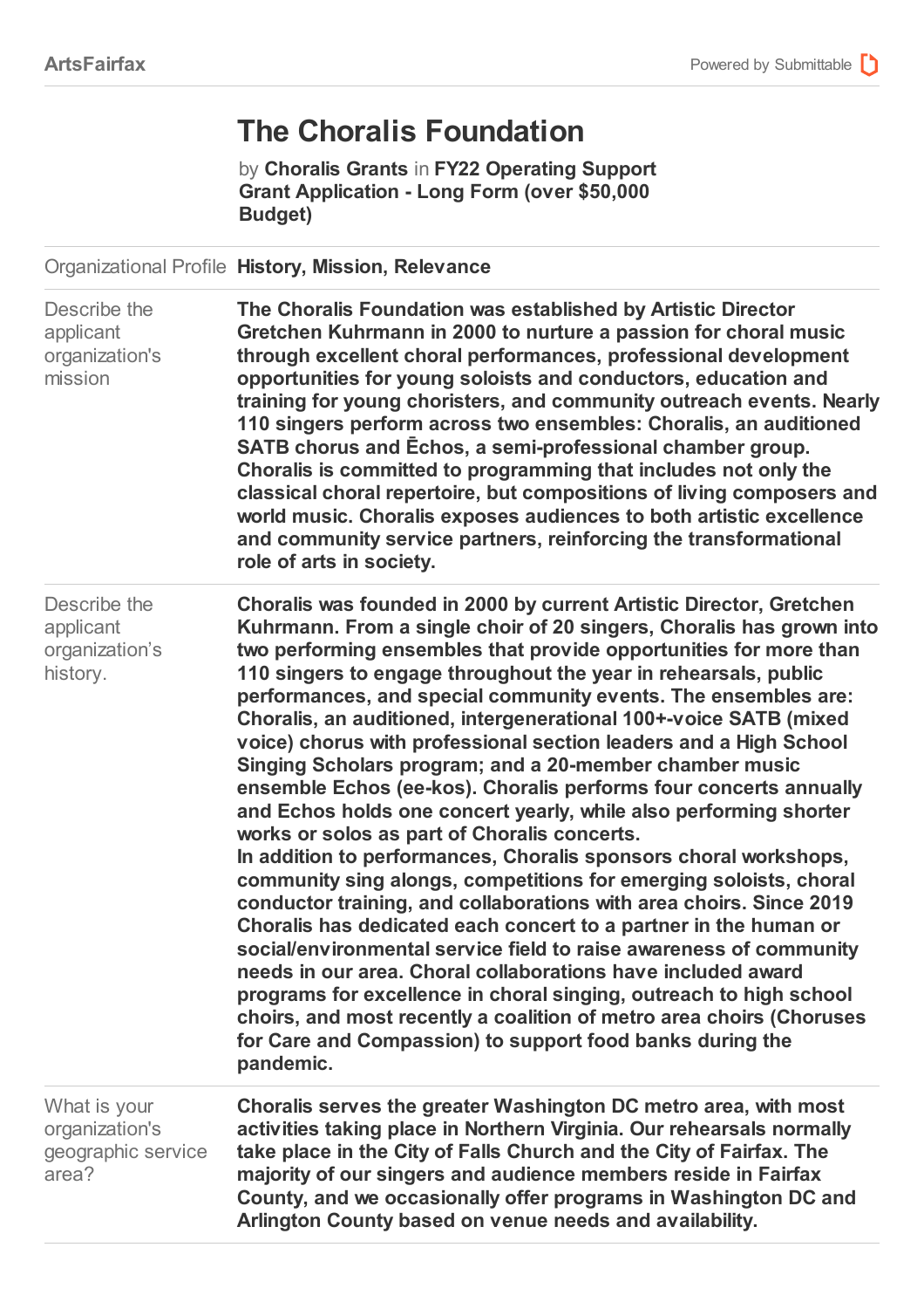ArtsFairfax

# The Choralis Foundation

by **Choralis Grants** in **FY22 Operating Support Grant Application - Long Form (over $50,000 Budget)**

| Organizational Profile | **History, Mission, Relevance** |
| --- | --- |
| Describe the applicant organization's mission | **The Choralis Foundation was established by Artistic Director Gretchen Kuhrmann in 2000 to nurture a passion for choral music through excellent choral performances, professional development opportunities for young soloists and conductors, education and training for young choristers, and community outreach events. Nearly 110 singers perform across two ensembles: Choralis, an auditioned SATB chorus and Ēchos, a semi-professional chamber group. Choralis is committed to programming that includes not only the classical choral repertoire, but compositions of living composers and world music. Choralis exposes audiences to both artistic excellence and community service partners, reinforcing the transformational role of arts in society.** |
| Describe the applicant organization's history. | **Choralis was founded in 2000 by current Artistic Director, Gretchen Kuhrmann. From a single choir of 20 singers, Choralis has grown into two performing ensembles that provide opportunities for more than 110 singers to engage throughout the year in rehearsals, public performances, and special community events. The ensembles are: Choralis, an auditioned, intergenerational 100+-voice SATB (mixed voice) chorus with professional section leaders and a High School Singing Scholars program; and a 20-member chamber music ensemble Echos (ee-kos). Choralis performs four concerts annually and Echos holds one concert yearly, while also performing shorter works or solos as part of Choralis concerts.**<br>**In addition to performances, Choralis sponsors choral workshops, community sing alongs, competitions for emerging soloists, choral conductor training, and collaborations with area choirs. Since 2019 Choralis has dedicated each concert to a partner in the human or social/environmental service field to raise awareness of community needs in our area. Choral collaborations have included award programs for excellence in choral singing, outreach to high school choirs, and most recently a coalition of metro area choirs (Choruses for Care and Compassion) to support food banks during the pandemic.** |
| What is your organization's geographic service area? | **Choralis serves the greater Washington DC metro area, with most activities taking place in Northern Virginia. Our rehearsals normally take place in the City of Falls Church and the City of Fairfax. The majority of our singers and audience members reside in Fairfax County, and we occasionally offer programs in Washington DC and Arlington County based on venue needs and availability.** |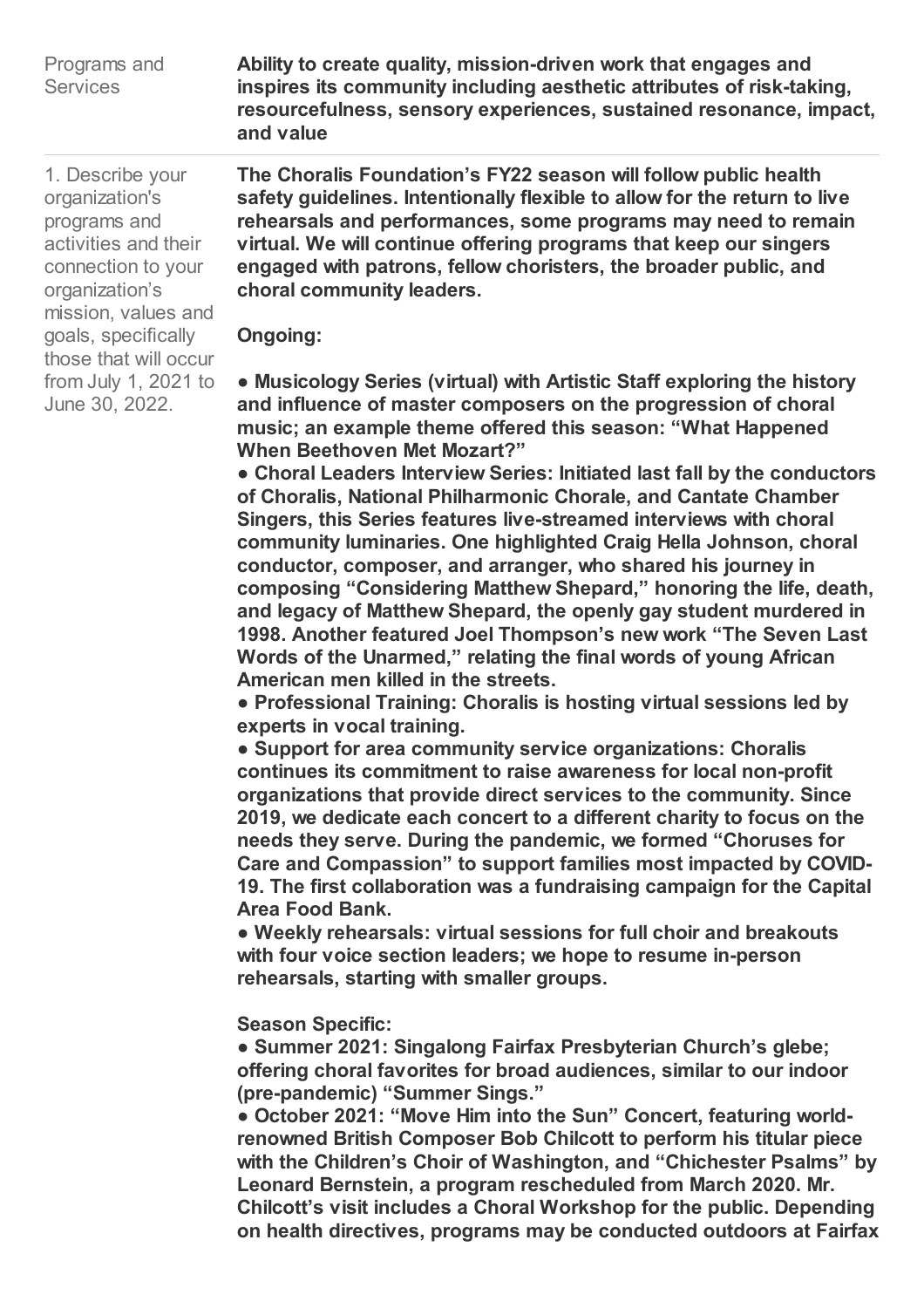| Programs and Services | **Ability to create quality, mission-driven work that engages and inspires its community including aesthetic attributes of risk-taking, resourcefulness, sensory experiences, sustained resonance, impact, and value** |
|---|---|
| 1. Describe your organization's programs and activities and their connection to your organization's mission, values and goals, specifically those that will occur from July 1, 2021 to June 30, 2022. | **The Choralis Foundation's FY22 season will follow public health safety guidelines. Intentionally flexible to allow for the return to live rehearsals and performances, some programs may need to remain virtual. We will continue offering programs that keep our singers engaged with patrons, fellow choristers, the broader public, and choral community leaders.**<br><br>**Ongoing:**<br><br>**● Musicology Series (virtual) with Artistic Staff exploring the history and influence of master composers on the progression of choral music; an example theme offered this season: "What Happened When Beethoven Met Mozart?"**<br>**● Choral Leaders Interview Series: Initiated last fall by the conductors of Choralis, National Philharmonic Chorale, and Cantate Chamber Singers, this Series features live-streamed interviews with choral community luminaries. One highlighted Craig Hella Johnson, choral conductor, composer, and arranger, who shared his journey in composing "Considering Matthew Shepard," honoring the life, death, and legacy of Matthew Shepard, the openly gay student murdered in 1998. Another featured Joel Thompson's new work "The Seven Last Words of the Unarmed," relating the final words of young African American men killed in the streets.**<br>**● Professional Training: Choralis is hosting virtual sessions led by experts in vocal training.**<br>**● Support for area community service organizations: Choralis continues its commitment to raise awareness for local non-profit organizations that provide direct services to the community. Since 2019, we dedicate each concert to a different charity to focus on the needs they serve. During the pandemic, we formed "Choruses for Care and Compassion" to support families most impacted by COVID-19. The first collaboration was a fundraising campaign for the Capital Area Food Bank.**<br>**● Weekly rehearsals: virtual sessions for full choir and breakouts with four voice section leaders; we hope to resume in-person rehearsals, starting with smaller groups.**<br><br>**Season Specific:**<br>**● Summer 2021: Singalong Fairfax Presbyterian Church's glebe; offering choral favorites for broad audiences, similar to our indoor (pre-pandemic) "Summer Sings."**<br>**● October 2021: "Move Him into the Sun" Concert, featuring world-renowned British Composer Bob Chilcott to perform his titular piece with the Children's Choir of Washington, and "Chichester Psalms" by Leonard Bernstein, a program rescheduled from March 2020. Mr. Chilcott's visit includes a Choral Workshop for the public. Depending on health directives, programs may be conducted outdoors at Fairfax** |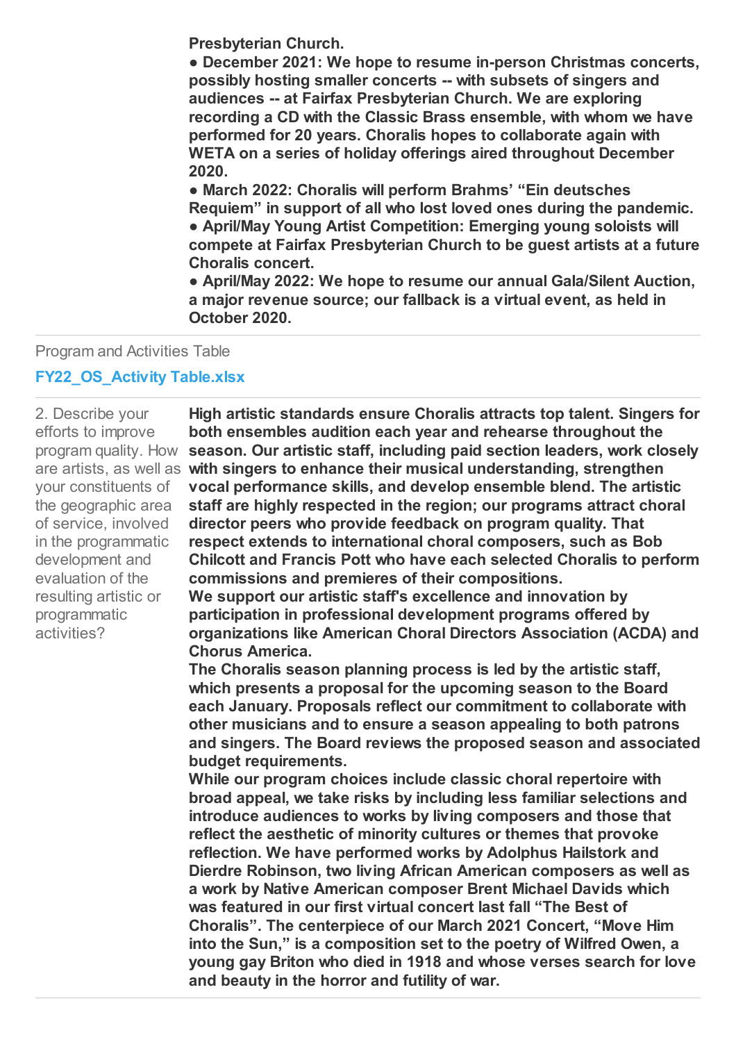**Presbyterian Church.**

**● December 2021: We hope to resume in-person Christmas concerts, possibly hosting smaller concerts -- with subsets of singers and audiences -- at Fairfax Presbyterian Church. We are exploring recording a CD with the Classic Brass ensemble, with whom we have performed for 20 years. Choralis hopes to collaborate again with WETA on a series of holiday offerings aired throughout December 2020.**

**● March 2022: Choralis will perform Brahms' "Ein deutsches Requiem" in support of all who lost loved ones during the pandemic.**

**● April/May Young Artist Competition: Emerging young soloists will compete at Fairfax Presbyterian Church to be guest artists at a future Choralis concert.**

**● April/May 2022: We hope to resume our annual Gala/Silent Auction, a major revenue source; our fallback is a virtual event, as held in October 2020.**

Program and Activities Table

**FY22_OS_Activity Table.xlsx**

2. Describe your efforts to improve program quality. How are artists, as well as your constituents of the geographic area of service, involved in the programmatic development and evaluation of the resulting artistic or programmatic activities?

**High artistic standards ensure Choralis attracts top talent. Singers for both ensembles audition each year and rehearse throughout the season. Our artistic staff, including paid section leaders, work closely with singers to enhance their musical understanding, strengthen vocal performance skills, and develop ensemble blend. The artistic staff are highly respected in the region; our programs attract choral director peers who provide feedback on program quality. That respect extends to international choral composers, such as Bob Chilcott and Francis Pott who have each selected Choralis to perform commissions and premieres of their compositions.**

**We support our artistic staff's excellence and innovation by participation in professional development programs offered by organizations like American Choral Directors Association (ACDA) and Chorus America.**

**The Choralis season planning process is led by the artistic staff, which presents a proposal for the upcoming season to the Board each January. Proposals reflect our commitment to collaborate with other musicians and to ensure a season appealing to both patrons and singers. The Board reviews the proposed season and associated budget requirements.**

**While our program choices include classic choral repertoire with broad appeal, we take risks by including less familiar selections and introduce audiences to works by living composers and those that reflect the aesthetic of minority cultures or themes that provoke reflection. We have performed works by Adolphus Hailstork and Dierdre Robinson, two living African American composers as well as a work by Native American composer Brent Michael Davids which was featured in our first virtual concert last fall "The Best of Choralis". The centerpiece of our March 2021 Concert, "Move Him into the Sun," is a composition set to the poetry of Wilfred Owen, a young gay Briton who died in 1918 and whose verses search for love and beauty in the horror and futility of war.**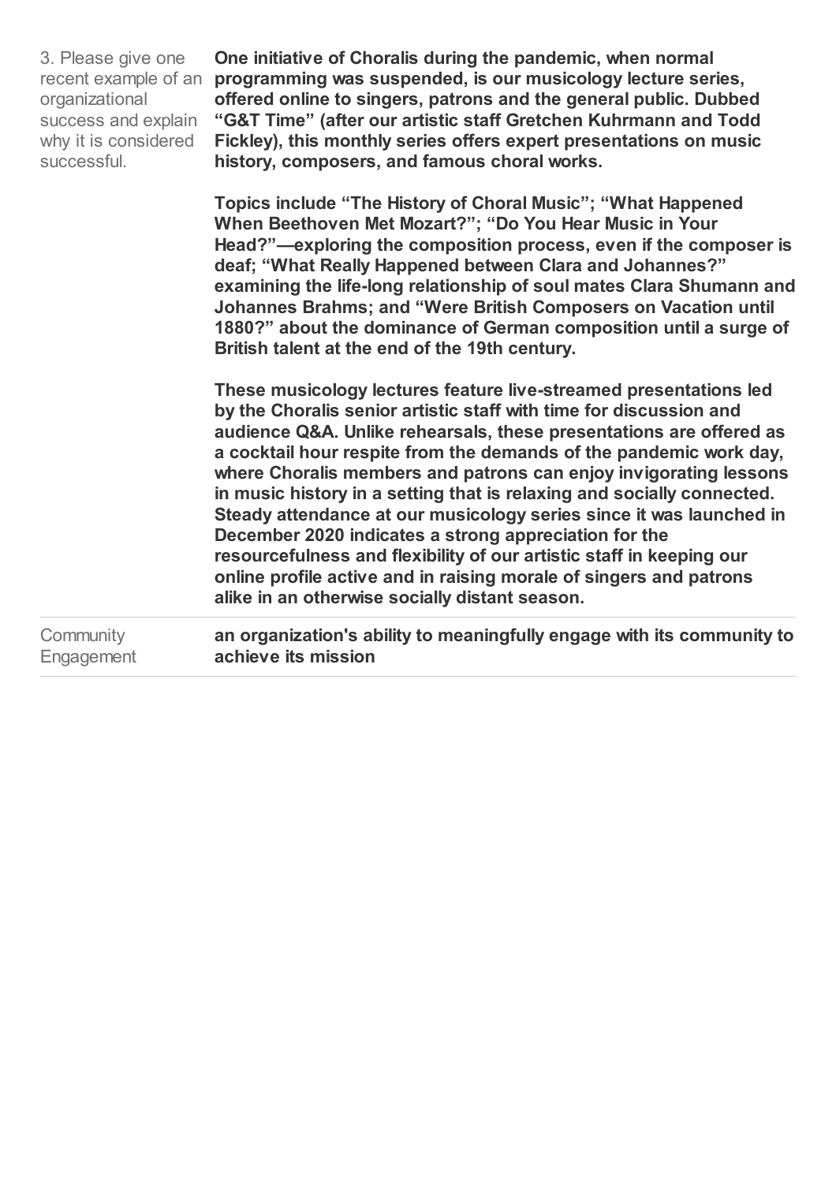| | |
|---|---|
| 3. Please give one recent example of an organizational success and explain why it is considered successful. | **One initiative of Choralis during the pandemic, when normal programming was suspended, is our musicology lecture series, offered online to singers, patrons and the general public. Dubbed "G&T Time" (after our artistic staff Gretchen Kuhrmann and Todd Fickley), this monthly series offers expert presentations on music history, composers, and famous choral works.**<br><br>**Topics include "The History of Choral Music"; "What Happened When Beethoven Met Mozart?"; "Do You Hear Music in Your Head?"—exploring the composition process, even if the composer is deaf; "What Really Happened between Clara and Johannes?" examining the life-long relationship of soul mates Clara Shumann and Johannes Brahms; and "Were British Composers on Vacation until 1880?" about the dominance of German composition until a surge of British talent at the end of the 19th century.**<br><br>**These musicology lectures feature live-streamed presentations led by the Choralis senior artistic staff with time for discussion and audience Q&A. Unlike rehearsals, these presentations are offered as a cocktail hour respite from the demands of the pandemic work day, where Choralis members and patrons can enjoy invigorating lessons in music history in a setting that is relaxing and socially connected. Steady attendance at our musicology series since it was launched in December 2020 indicates a strong appreciation for the resourcefulness and flexibility of our artistic staff in keeping our online profile active and in raising morale of singers and patrons alike in an otherwise socially distant season.** |
| Community Engagement | **an organization's ability to meaningfully engage with its community to achieve its mission** |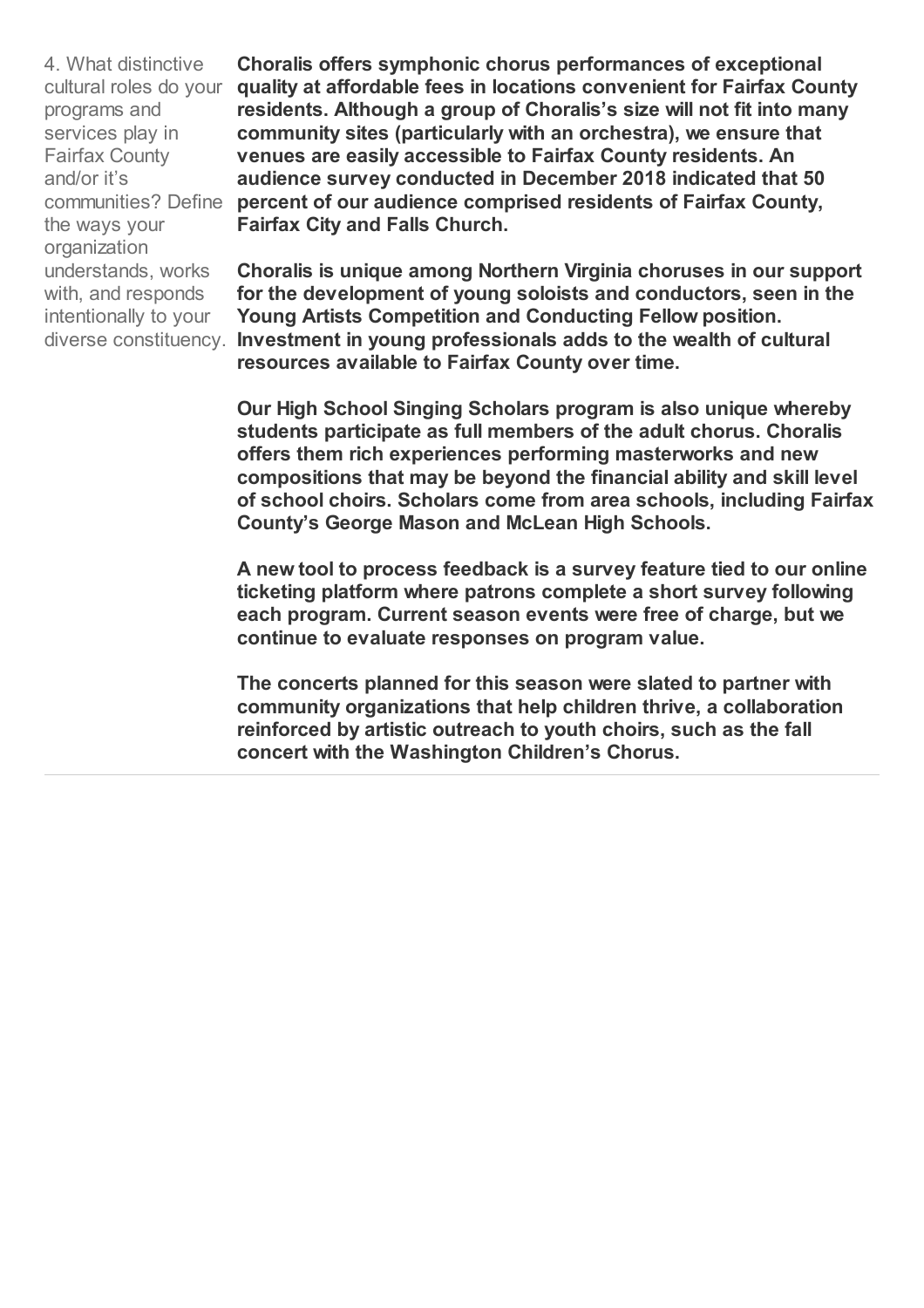| | |
|---|---|
| 4. What distinctive cultural roles do your programs and services play in Fairfax County and/or it's communities? Define the ways your organization understands, works with, and responds intentionally to your diverse constituency. | **Choralis offers symphonic chorus performances of exceptional quality at affordable fees in locations convenient for Fairfax County residents. Although a group of Choralis's size will not fit into many community sites (particularly with an orchestra), we ensure that venues are easily accessible to Fairfax County residents. An audience survey conducted in December 2018 indicated that 50 percent of our audience comprised residents of Fairfax County, Fairfax City and Falls Church.**<br><br>**Choralis is unique among Northern Virginia choruses in our support for the development of young soloists and conductors, seen in the Young Artists Competition and Conducting Fellow position. Investment in young professionals adds to the wealth of cultural resources available to Fairfax County over time.**<br><br>**Our High School Singing Scholars program is also unique whereby students participate as full members of the adult chorus. Choralis offers them rich experiences performing masterworks and new compositions that may be beyond the financial ability and skill level of school choirs. Scholars come from area schools, including Fairfax County's George Mason and McLean High Schools.**<br><br>**A new tool to process feedback is a survey feature tied to our online ticketing platform where patrons complete a short survey following each program. Current season events were free of charge, but we continue to evaluate responses on program value.**<br><br>**The concerts planned for this season were slated to partner with community organizations that help children thrive, a collaboration reinforced by artistic outreach to youth choirs, such as the fall concert with the Washington Children's Chorus.** |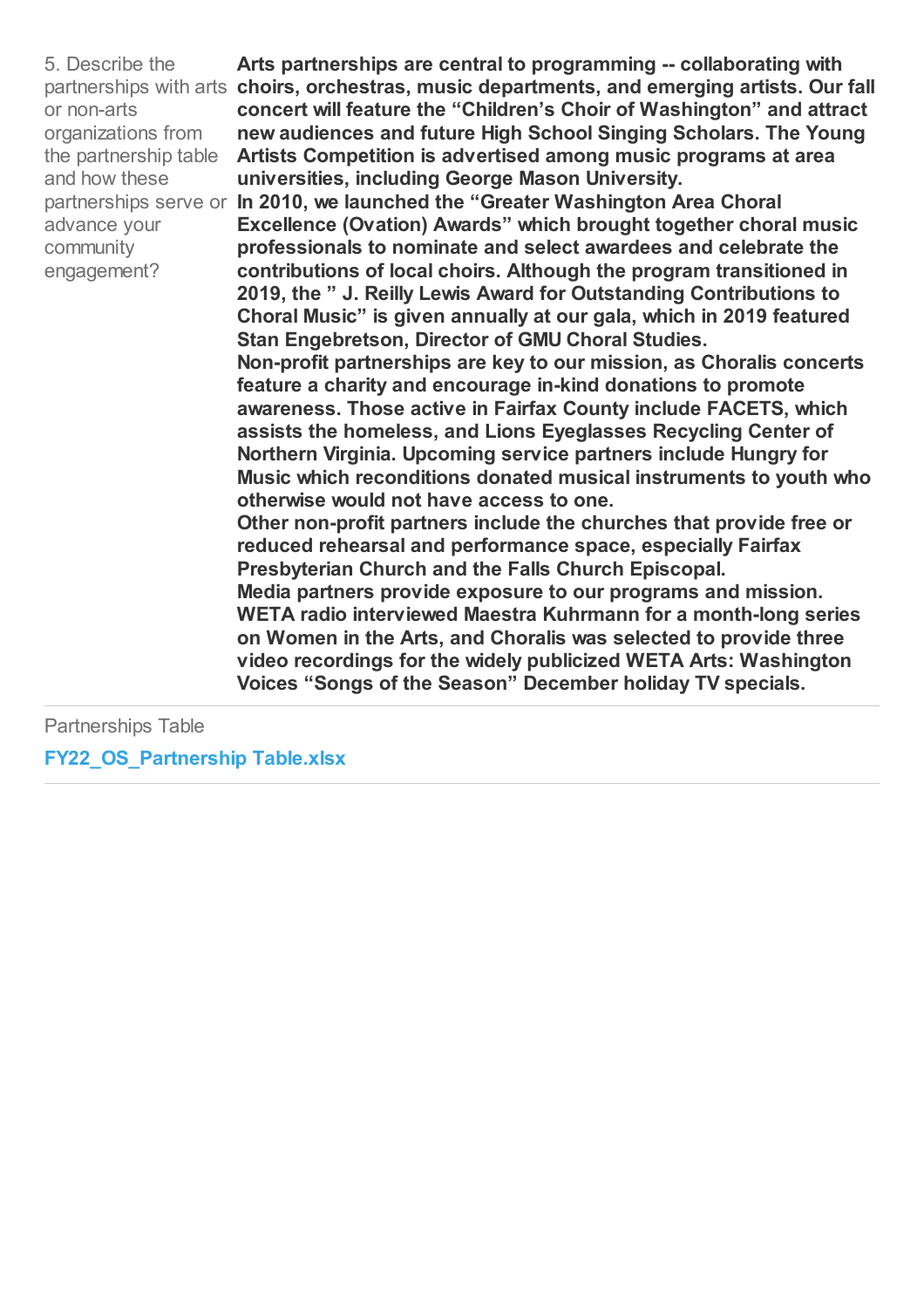5. Describe the partnerships with arts or non-arts organizations from the partnership table and how these partnerships serve or advance your community engagement?

**Arts partnerships are central to programming -- collaborating with choirs, orchestras, music departments, and emerging artists. Our fall concert will feature the “Children’s Choir of Washington” and attract new audiences and future High School Singing Scholars. The Young Artists Competition is advertised among music programs at area universities, including George Mason University.**

**In 2010, we launched the “Greater Washington Area Choral Excellence (Ovation) Awards” which brought together choral music professionals to nominate and select awardees and celebrate the contributions of local choirs. Although the program transitioned in 2019, the ” J. Reilly Lewis Award for Outstanding Contributions to Choral Music” is given annually at our gala, which in 2019 featured Stan Engebretson, Director of GMU Choral Studies.**

**Non-profit partnerships are key to our mission, as Choralis concerts feature a charity and encourage in-kind donations to promote awareness. Those active in Fairfax County include FACETS, which assists the homeless, and Lions Eyeglasses Recycling Center of Northern Virginia. Upcoming service partners include Hungry for Music which reconditions donated musical instruments to youth who otherwise would not have access to one.**

**Other non-profit partners include the churches that provide free or reduced rehearsal and performance space, especially Fairfax Presbyterian Church and the Falls Church Episcopal.**

**Media partners provide exposure to our programs and mission. WETA radio interviewed Maestra Kuhrmann for a month-long series on Women in the Arts, and Choralis was selected to provide three video recordings for the widely publicized WETA Arts: Washington Voices “Songs of the Season” December holiday TV specials.**

Partnerships Table

**FY22_OS_Partnership Table.xlsx**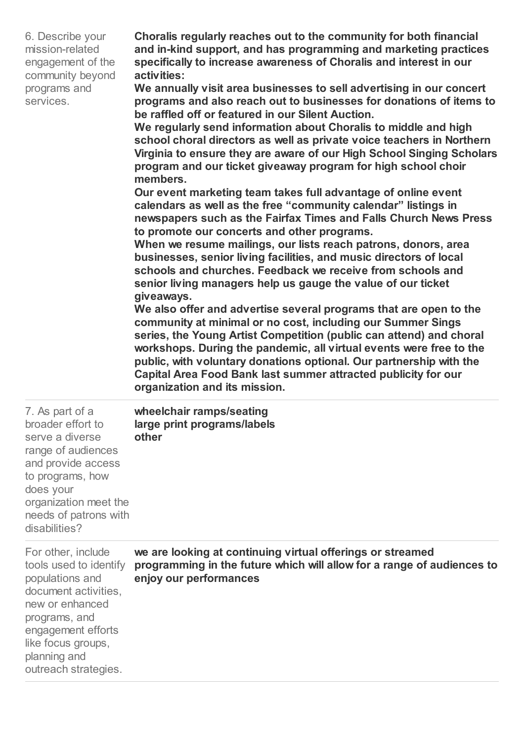| | |
|---|---|
| 6. Describe your mission-related engagement of the community beyond programs and services. | **Choralis regularly reaches out to the community for both financial and in-kind support, and has programming and marketing practices specifically to increase awareness of Choralis and interest in our activities:**<br>**We annually visit area businesses to sell advertising in our concert programs and also reach out to businesses for donations of items to be raffled off or featured in our Silent Auction.**<br>**We regularly send information about Choralis to middle and high school choral directors as well as private voice teachers in Northern Virginia to ensure they are aware of our High School Singing Scholars program and our ticket giveaway program for high school choir members.**<br>**Our event marketing team takes full advantage of online event calendars as well as the free "community calendar" listings in newspapers such as the Fairfax Times and Falls Church News Press to promote our concerts and other programs.**<br>**When we resume mailings, our lists reach patrons, donors, area businesses, senior living facilities, and music directors of local schools and churches. Feedback we receive from schools and senior living managers help us gauge the value of our ticket giveaways.**<br>**We also offer and advertise several programs that are open to the community at minimal or no cost, including our Summer Sings series, the Young Artist Competition (public can attend) and choral workshops. During the pandemic, all virtual events were free to the public, with voluntary donations optional. Our partnership with the Capital Area Food Bank last summer attracted publicity for our organization and its mission.** |
| 7. As part of a broader effort to serve a diverse range of audiences and provide access to programs, how does your organization meet the needs of patrons with disabilities? | **wheelchair ramps/seating**<br>**large print programs/labels**<br>**other** |
| For other, include tools used to identify populations and document activities, new or enhanced programs, and engagement efforts like focus groups, planning and outreach strategies. | **we are looking at continuing virtual offerings or streamed programming in the future which will allow for a range of audiences to enjoy our performances** |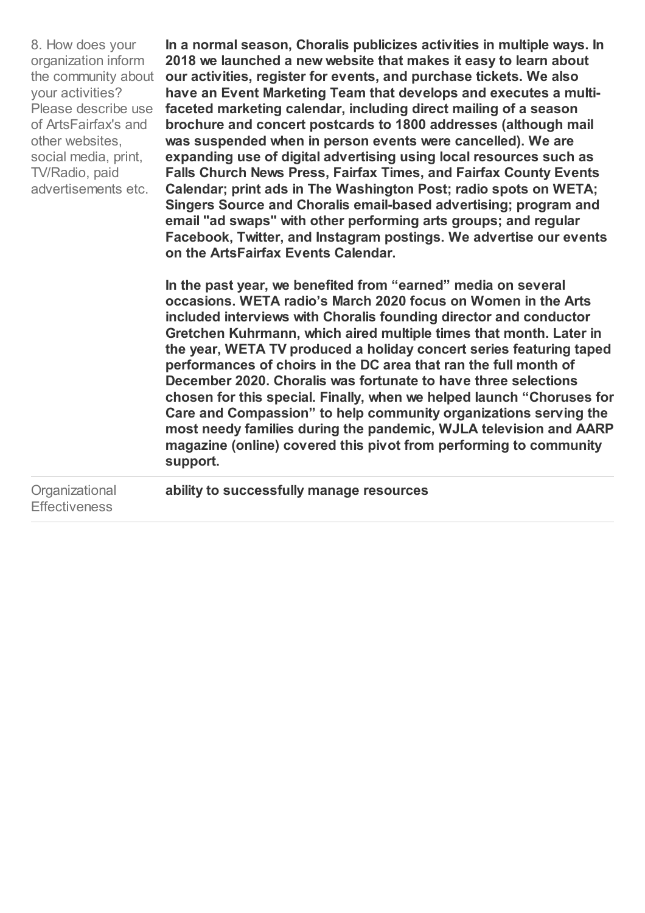| | |
|---|---|
| 8. How does your organization inform the community about your activities? Please describe use of ArtsFairfax's and other websites, social media, print, TV/Radio, paid advertisements etc. | **In a normal season, Choralis publicizes activities in multiple ways. In 2018 we launched a new website that makes it easy to learn about our activities, register for events, and purchase tickets. We also have an Event Marketing Team that develops and executes a multi-faceted marketing calendar, including direct mailing of a season brochure and concert postcards to 1800 addresses (although mail was suspended when in person events were cancelled). We are expanding use of digital advertising using local resources such as Falls Church News Press, Fairfax Times, and Fairfax County Events Calendar; print ads in The Washington Post; radio spots on WETA; Singers Source and Choralis email-based advertising; program and email "ad swaps" with other performing arts groups; and regular Facebook, Twitter, and Instagram postings. We advertise our events on the ArtsFairfax Events Calendar.**<br><br>**In the past year, we benefited from "earned" media on several occasions. WETA radio's March 2020 focus on Women in the Arts included interviews with Choralis founding director and conductor Gretchen Kuhrmann, which aired multiple times that month. Later in the year, WETA TV produced a holiday concert series featuring taped performances of choirs in the DC area that ran the full month of December 2020. Choralis was fortunate to have three selections chosen for this special. Finally, when we helped launch "Choruses for Care and Compassion" to help community organizations serving the most needy families during the pandemic, WJLA television and AARP magazine (online) covered this pivot from performing to community support.** |
| Organizational Effectiveness | **ability to successfully manage resources** |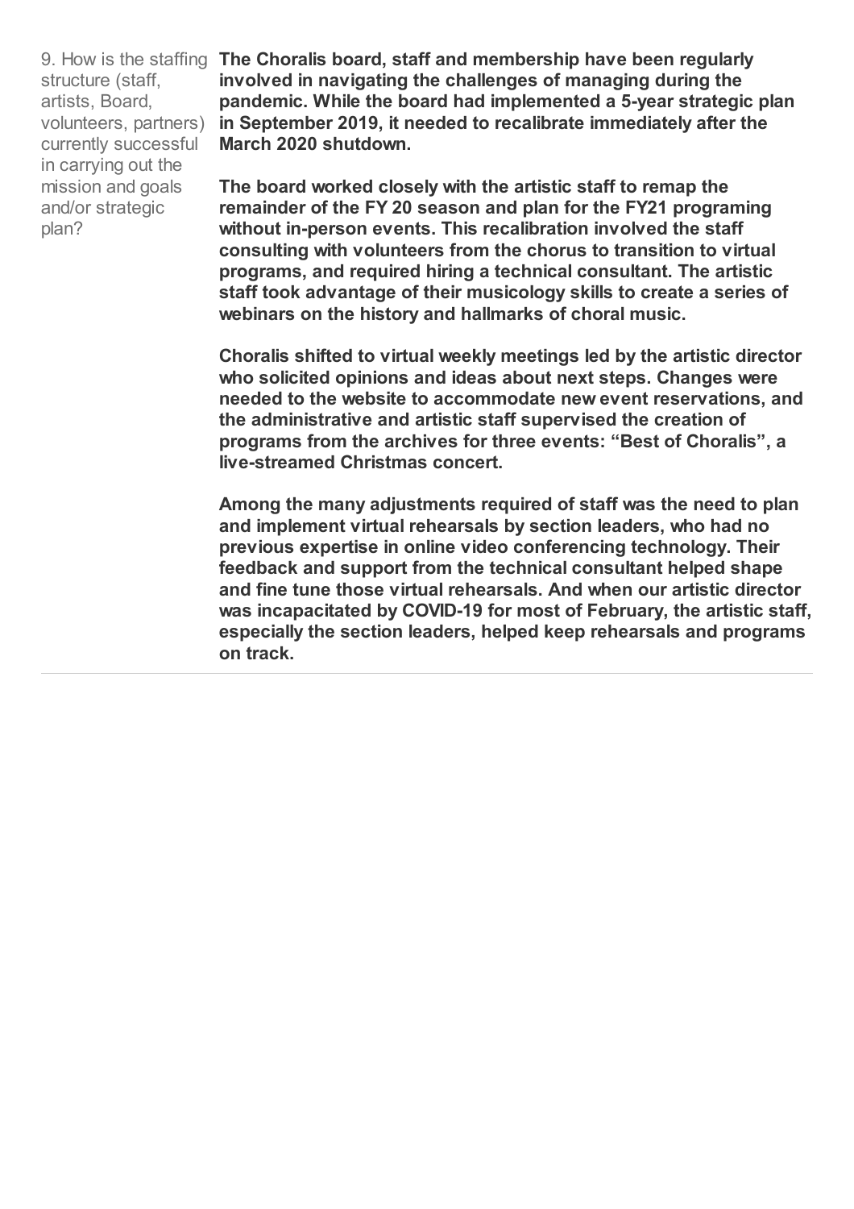| | |
|---|---|
| 9. How is the staffing structure (staff, artists, Board, volunteers, partners) currently successful in carrying out the mission and goals and/or strategic plan? | **The Choralis board, staff and membership have been regularly involved in navigating the challenges of managing during the pandemic. While the board had implemented a 5-year strategic plan in September 2019, it needed to recalibrate immediately after the March 2020 shutdown.**<br><br>**The board worked closely with the artistic staff to remap the remainder of the FY 20 season and plan for the FY21 programing without in-person events. This recalibration involved the staff consulting with volunteers from the chorus to transition to virtual programs, and required hiring a technical consultant. The artistic staff took advantage of their musicology skills to create a series of webinars on the history and hallmarks of choral music.**<br><br>**Choralis shifted to virtual weekly meetings led by the artistic director who solicited opinions and ideas about next steps. Changes were needed to the website to accommodate new event reservations, and the administrative and artistic staff supervised the creation of programs from the archives for three events: "Best of Choralis", a live-streamed Christmas concert.**<br><br>**Among the many adjustments required of staff was the need to plan and implement virtual rehearsals by section leaders, who had no previous expertise in online video conferencing technology. Their feedback and support from the technical consultant helped shape and fine tune those virtual rehearsals. And when our artistic director was incapacitated by COVID-19 for most of February, the artistic staff, especially the section leaders, helped keep rehearsals and programs on track.** |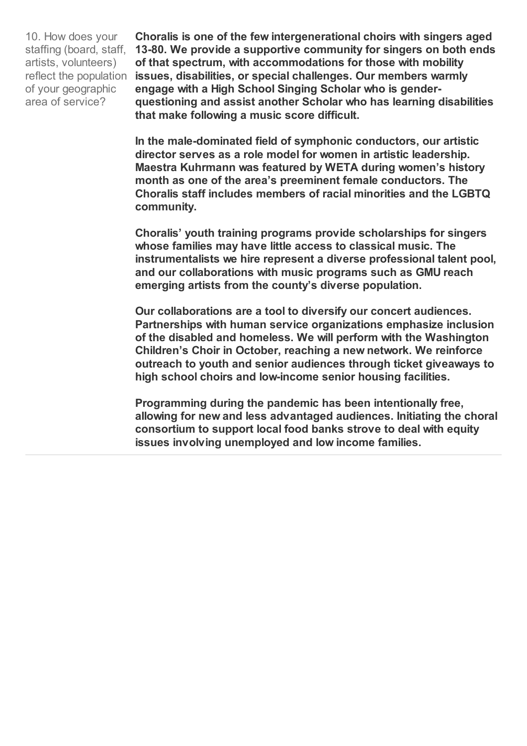10. How does your staffing (board, staff, artists, volunteers) reflect the population of your geographic area of service?

**Choralis is one of the few intergenerational choirs with singers aged 13-80. We provide a supportive community for singers on both ends of that spectrum, with accommodations for those with mobility issues, disabilities, or special challenges. Our members warmly engage with a High School Singing Scholar who is gender-questioning and assist another Scholar who has learning disabilities that make following a music score difficult.**

**In the male-dominated field of symphonic conductors, our artistic director serves as a role model for women in artistic leadership. Maestra Kuhrmann was featured by WETA during women's history month as one of the area's preeminent female conductors. The Choralis staff includes members of racial minorities and the LGBTQ community.**

**Choralis' youth training programs provide scholarships for singers whose families may have little access to classical music. The instrumentalists we hire represent a diverse professional talent pool, and our collaborations with music programs such as GMU reach emerging artists from the county's diverse population.**

**Our collaborations are a tool to diversify our concert audiences. Partnerships with human service organizations emphasize inclusion of the disabled and homeless. We will perform with the Washington Children's Choir in October, reaching a new network. We reinforce outreach to youth and senior audiences through ticket giveaways to high school choirs and low-income senior housing facilities.**

**Programming during the pandemic has been intentionally free, allowing for new and less advantaged audiences. Initiating the choral consortium to support local food banks strove to deal with equity issues involving unemployed and low income families.**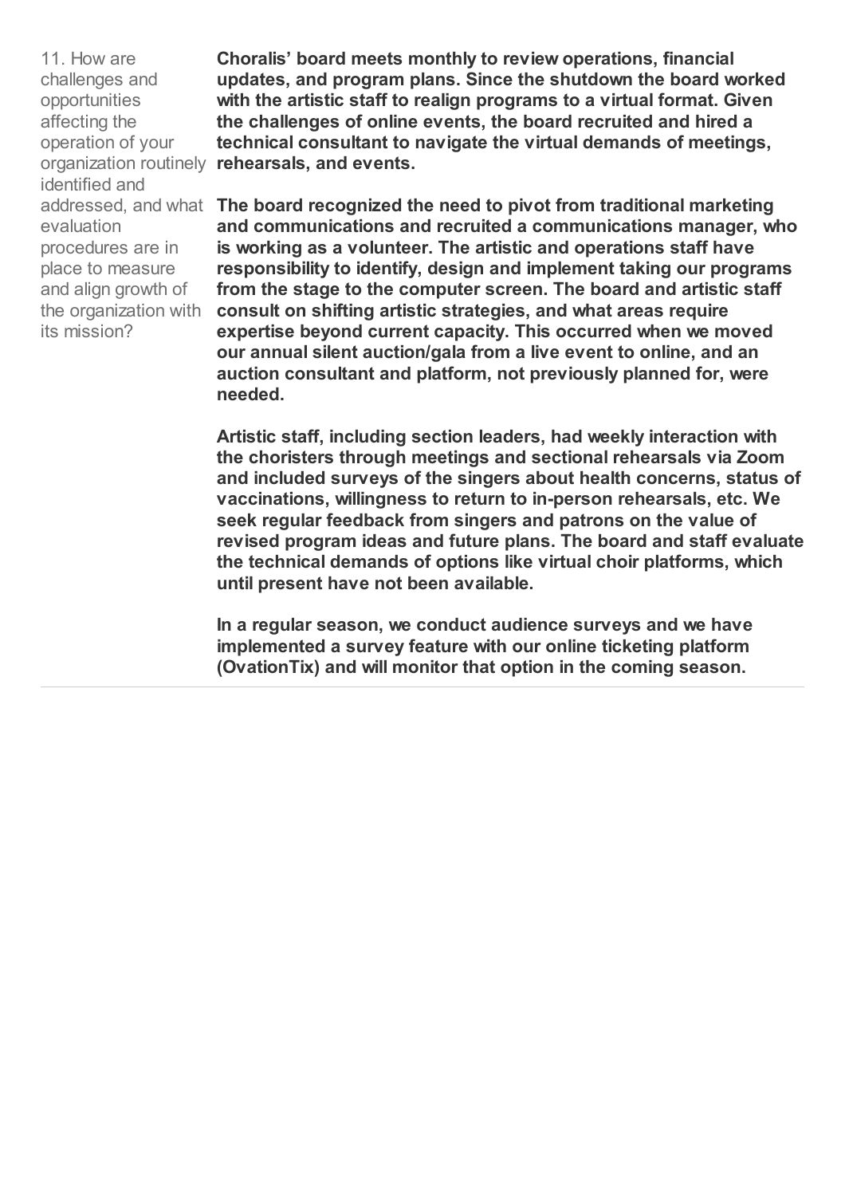| | |
|---|---|
| 11. How are challenges and opportunities affecting the operation of your organization routinely identified and addressed, and what evaluation procedures are in place to measure and align growth of the organization with its mission? | **Choralis' board meets monthly to review operations, financial updates, and program plans. Since the shutdown the board worked with the artistic staff to realign programs to a virtual format. Given the challenges of online events, the board recruited and hired a technical consultant to navigate the virtual demands of meetings, rehearsals, and events.**<br><br>**The board recognized the need to pivot from traditional marketing and communications and recruited a communications manager, who is working as a volunteer. The artistic and operations staff have responsibility to identify, design and implement taking our programs from the stage to the computer screen. The board and artistic staff consult on shifting artistic strategies, and what areas require expertise beyond current capacity. This occurred when we moved our annual silent auction/gala from a live event to online, and an auction consultant and platform, not previously planned for, were needed.**<br><br>**Artistic staff, including section leaders, had weekly interaction with the choristers through meetings and sectional rehearsals via Zoom and included surveys of the singers about health concerns, status of vaccinations, willingness to return to in-person rehearsals, etc. We seek regular feedback from singers and patrons on the value of revised program ideas and future plans. The board and staff evaluate the technical demands of options like virtual choir platforms, which until present have not been available.**<br><br>**In a regular season, we conduct audience surveys and we have implemented a survey feature with our online ticketing platform (OvationTix) and will monitor that option in the coming season.** |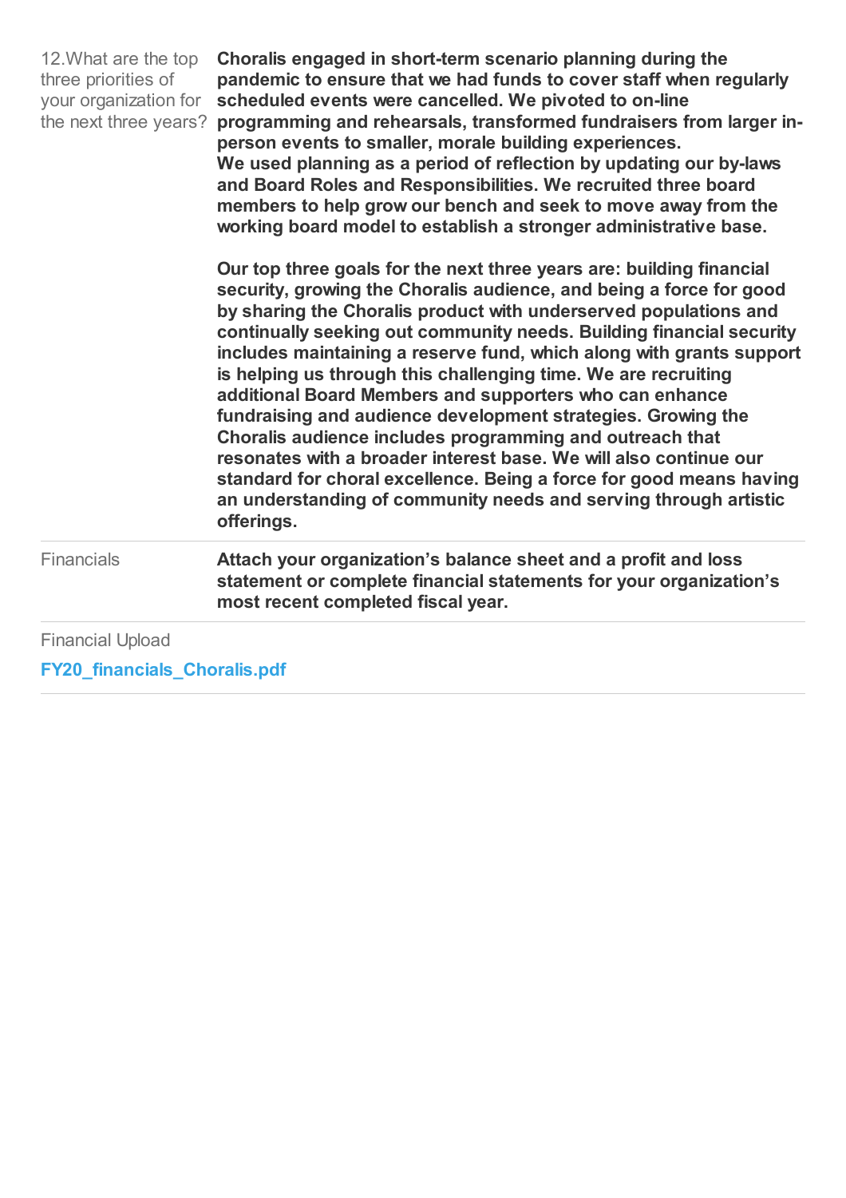| | |
|---|---|
| 12.What are the top three priorities of your organization for the next three years? | **Choralis engaged in short-term scenario planning during the pandemic to ensure that we had funds to cover staff when regularly scheduled events were cancelled. We pivoted to on-line programming and rehearsals, transformed fundraisers from larger in-person events to smaller, morale building experiences.**<br>**We used planning as a period of reflection by updating our by-laws and Board Roles and Responsibilities. We recruited three board members to help grow our bench and seek to move away from the working board model to establish a stronger administrative base.**<br><br>**Our top three goals for the next three years are: building financial security, growing the Choralis audience, and being a force for good by sharing the Choralis product with underserved populations and continually seeking out community needs. Building financial security includes maintaining a reserve fund, which along with grants support is helping us through this challenging time. We are recruiting additional Board Members and supporters who can enhance fundraising and audience development strategies. Growing the Choralis audience includes programming and outreach that resonates with a broader interest base. We will also continue our standard for choral excellence. Being a force for good means having an understanding of community needs and serving through artistic offerings.** |
| Financials | **Attach your organization's balance sheet and a profit and loss statement or complete financial statements for your organization's most recent completed fiscal year.** |

Financial Upload

**FY20_financials_Choralis.pdf**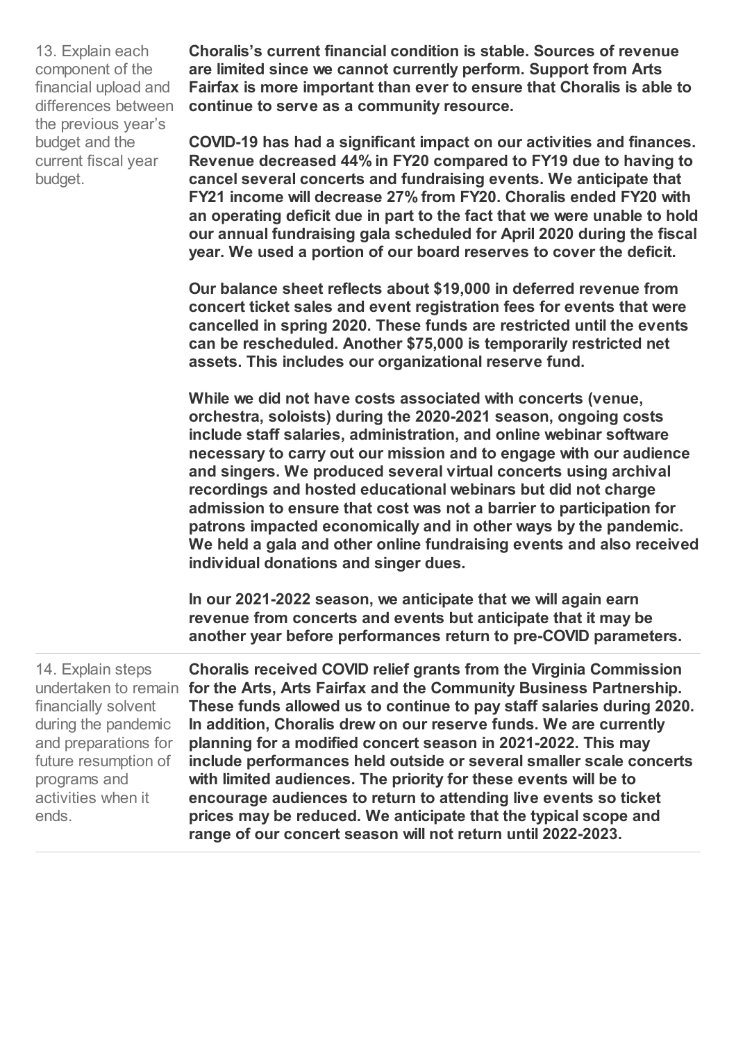| | |
|---|---|
| 13. Explain each component of the financial upload and differences between the previous year's budget and the current fiscal year budget. | **Choralis's current financial condition is stable. Sources of revenue are limited since we cannot currently perform. Support from Arts Fairfax is more important than ever to ensure that Choralis is able to continue to serve as a community resource.**<br><br>**COVID-19 has had a significant impact on our activities and finances. Revenue decreased 44% in FY20 compared to FY19 due to having to cancel several concerts and fundraising events. We anticipate that FY21 income will decrease 27% from FY20. Choralis ended FY20 with an operating deficit due in part to the fact that we were unable to hold our annual fundraising gala scheduled for April 2020 during the fiscal year. We used a portion of our board reserves to cover the deficit.**<br><br>**Our balance sheet reflects about $19,000 in deferred revenue from concert ticket sales and event registration fees for events that were cancelled in spring 2020. These funds are restricted until the events can be rescheduled. Another $75,000 is temporarily restricted net assets. This includes our organizational reserve fund.**<br><br>**While we did not have costs associated with concerts (venue, orchestra, soloists) during the 2020-2021 season, ongoing costs include staff salaries, administration, and online webinar software necessary to carry out our mission and to engage with our audience and singers. We produced several virtual concerts using archival recordings and hosted educational webinars but did not charge admission to ensure that cost was not a barrier to participation for patrons impacted economically and in other ways by the pandemic. We held a gala and other online fundraising events and also received individual donations and singer dues.**<br><br>**In our 2021-2022 season, we anticipate that we will again earn revenue from concerts and events but anticipate that it may be another year before performances return to pre-COVID parameters.** |
| 14. Explain steps undertaken to remain financially solvent during the pandemic and preparations for future resumption of programs and activities when it ends. | **Choralis received COVID relief grants from the Virginia Commission for the Arts, Arts Fairfax and the Community Business Partnership. These funds allowed us to continue to pay staff salaries during 2020. In addition, Choralis drew on our reserve funds. We are currently planning for a modified concert season in 2021-2022. This may include performances held outside or several smaller scale concerts with limited audiences. The priority for these events will be to encourage audiences to return to attending live events so ticket prices may be reduced. We anticipate that the typical scope and range of our concert season will not return until 2022-2023.** |